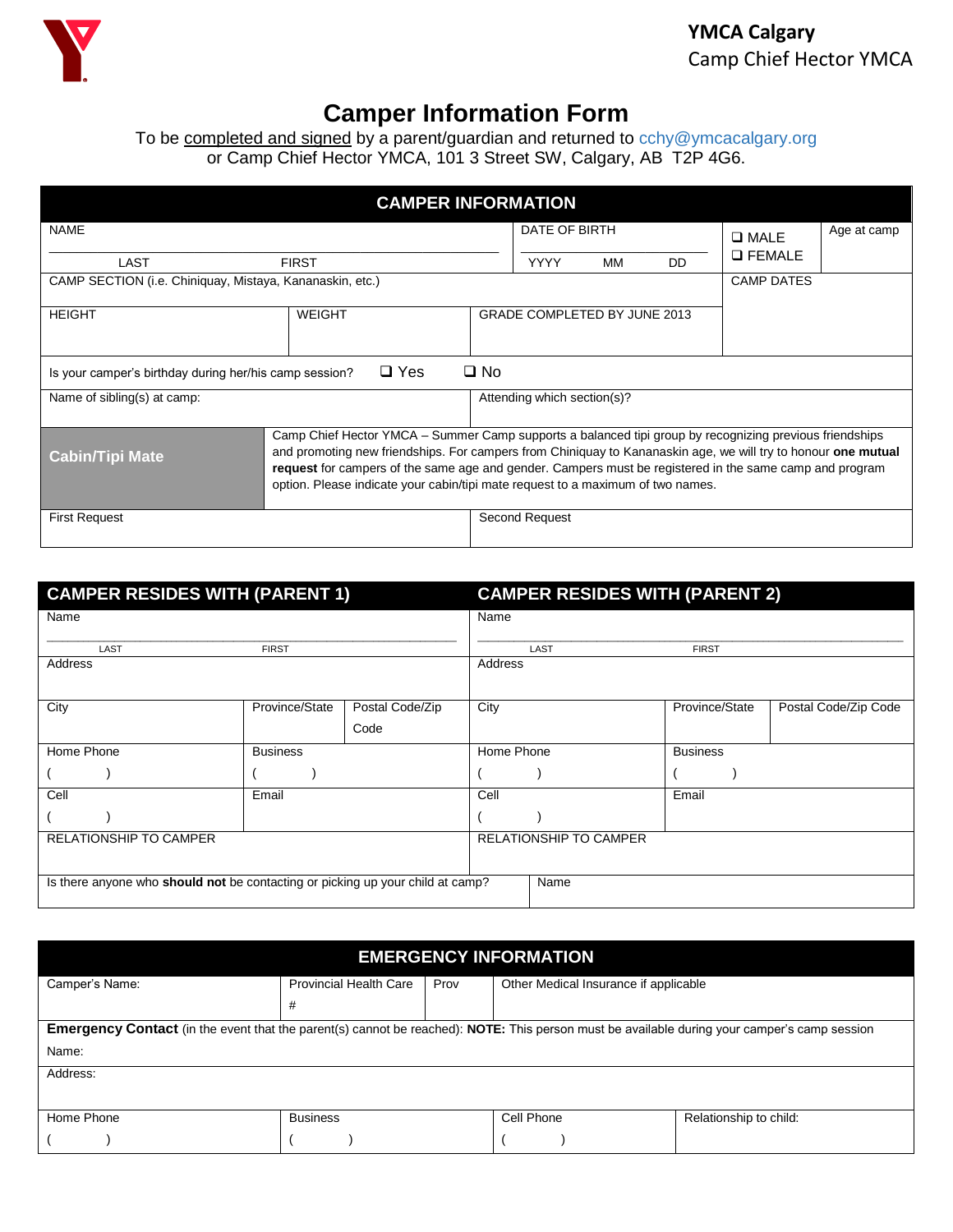**YMCA Calgary**
Camp Chief Hector YMCA

# Camper Information Form

To be completed and signed by a parent/guardian and returned to cchy@ymcacalgary.org
or Camp Chief Hector YMCA, 101 3 Street SW, Calgary, AB T2P 4G6.

## CAMPER INFORMATION

| NAME | | DATE OF BIRTH | ❑ MALE ❑ FEMALE | Age at camp |
|---|---|---|---|---|
| LAST | FIRST | YYYY MM DD | | |
| CAMP SECTION (i.e. Chiniquay, Mistaya, Kananaskin, etc.) | | | CAMP DATES | |
| HEIGHT | WEIGHT | GRADE COMPLETED BY JUNE 2013 | | |
| Is your camper's birthday during her/his camp session? ❑ Yes ❑ No | | | | |
| Name of sibling(s) at camp: | | Attending which section(s)? | | |

**Cabin/Tipi Mate**

Camp Chief Hector YMCA – Summer Camp supports a balanced tipi group by recognizing previous friendships and promoting new friendships. For campers from Chiniquay to Kananaskin age, we will try to honour **one mutual request** for campers of the same age and gender. Campers must be registered in the same camp and program option. Please indicate your cabin/tipi mate request to a maximum of two names.

| First Request | Second Request |
|---|---|
| | |

## CAMPER RESIDES WITH (PARENT 1) / CAMPER RESIDES WITH (PARENT 2)

| PARENT 1 | | | PARENT 2 | | |
|---|---|---|---|---|---|
| Name (LAST / FIRST) | | | Name (LAST / FIRST) | | |
| Address | | | Address | | |
| City | Province/State | Postal Code/Zip Code | City | Province/State | Postal Code/Zip Code |
| Home Phone ( ) | Business ( ) | | Home Phone ( ) | Business ( ) | |
| Cell ( ) | Email | | Cell ( ) | Email | |
| RELATIONSHIP TO CAMPER | | | RELATIONSHIP TO CAMPER | | |

| Is there anyone who **should not** be contacting or picking up your child at camp? | Name |
|---|---|
| | |

## EMERGENCY INFORMATION

| Camper's Name: | Provincial Health Care # | Prov | Other Medical Insurance if applicable |
|---|---|---|---|
| | | | |

**Emergency Contact** (in the event that the parent(s) cannot be reached): **NOTE:** This person must be available during your camper's camp session

| Name: | | | |
|---|---|---|---|
| Address: | | | |
| Home Phone ( ) | Business ( ) | Cell Phone ( ) | Relationship to child: |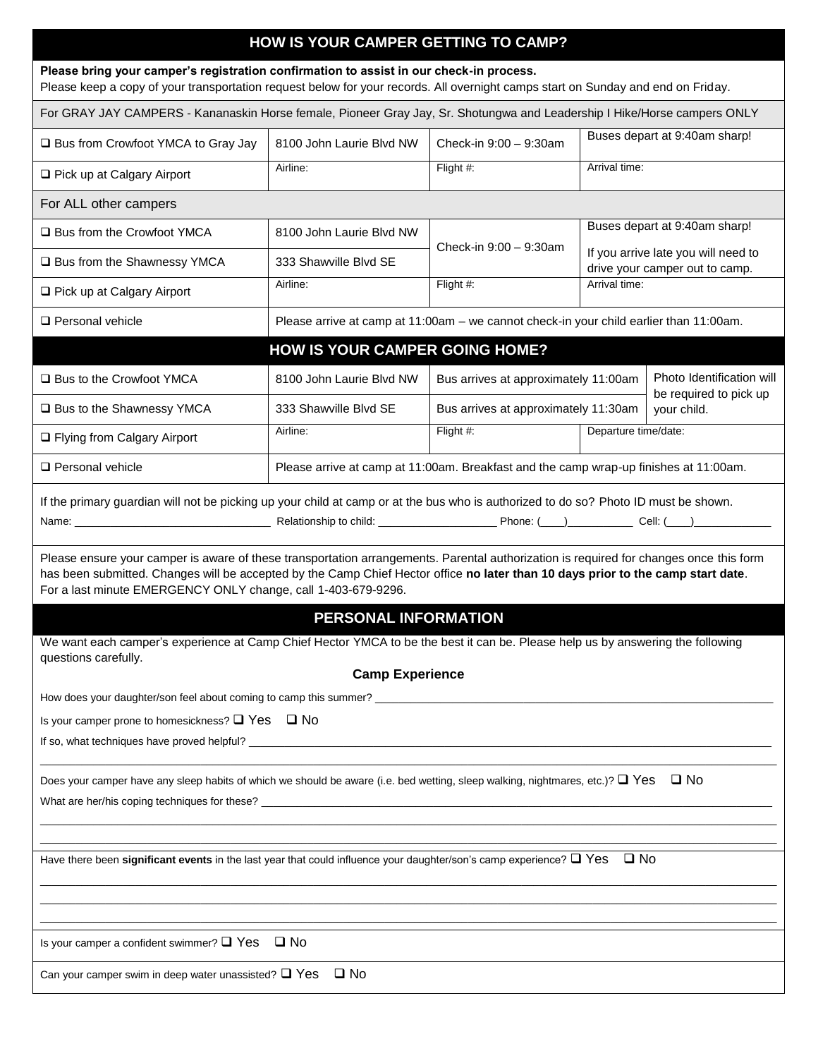## HOW IS YOUR CAMPER GETTING TO CAMP?

**Please bring your camper's registration confirmation to assist in our check-in process.**
Please keep a copy of your transportation request below for your records. All overnight camps start on Sunday and end on Friday.

| For GRAY JAY CAMPERS - Kananaskin Horse female, Pioneer Gray Jay, Sr. Shotungwa and Leadership I Hike/Horse campers ONLY | | | |
|---|---|---|---|
| ☐ Bus from Crowfoot YMCA to Gray Jay | 8100 John Laurie Blvd NW | Check-in 9:00 – 9:30am | Buses depart at 9:40am sharp! |
| ☐ Pick up at Calgary Airport | Airline: | Flight #: | Arrival time: |
| **For ALL other campers** | | | |
| ☐ Bus from the Crowfoot YMCA | 8100 John Laurie Blvd NW | Check-in 9:00 – 9:30am | Buses depart at 9:40am sharp! |
| ☐ Bus from the Shawnessy YMCA | 333 Shawville Blvd SE | | If you arrive late you will need to drive your camper out to camp. |
| ☐ Pick up at Calgary Airport | Airline: | Flight #: | Arrival time: |
| ☐ Personal vehicle | Please arrive at camp at 11:00am – we cannot check-in your child earlier than 11:00am. | | |

## HOW IS YOUR CAMPER GOING HOME?

| | | | |
|---|---|---|---|
| ☐ Bus to the Crowfoot YMCA | 8100 John Laurie Blvd NW | Bus arrives at approximately 11:00am | Photo Identification will be required to pick up your child. |
| ☐ Bus to the Shawnessy YMCA | 333 Shawville Blvd SE | Bus arrives at approximately 11:30am | |
| ☐ Flying from Calgary Airport | Airline: | Flight #: | Departure time/date: |
| ☐ Personal vehicle | Please arrive at camp at 11:00am. Breakfast and the camp wrap-up finishes at 11:00am. | | |

If the primary guardian will not be picking up your child at camp or at the bus who is authorized to do so? Photo ID must be shown.

Name: ________________________ Relationship to child: ________________ Phone: (____)__________ Cell: (____)____________

Please ensure your camper is aware of these transportation arrangements. Parental authorization is required for changes once this form has been submitted. Changes will be accepted by the Camp Chief Hector office **no later than 10 days prior to the camp start date**. For a last minute EMERGENCY ONLY change, call 1-403-679-9296.

## PERSONAL INFORMATION

We want each camper's experience at Camp Chief Hector YMCA to be the best it can be. Please help us by answering the following questions carefully.

### Camp Experience

How does your daughter/son feel about coming to camp this summer? ________________________________

Is your camper prone to homesickness? ☐ Yes ☐ No

If so, what techniques have proved helpful? ________________________________

________________________________________________________________

Does your camper have any sleep habits of which we should be aware (i.e. bed wetting, sleep walking, nightmares, etc.)? ☐ Yes ☐ No

What are her/his coping techniques for these? ________________________________

________________________________________________________________

________________________________________________________________

Have there been **significant events** in the last year that could influence your daughter/son's camp experience? ☐ Yes ☐ No

________________________________________________________________

________________________________________________________________

________________________________________________________________

Is your camper a confident swimmer? ☐ Yes ☐ No

Can your camper swim in deep water unassisted? ☐ Yes ☐ No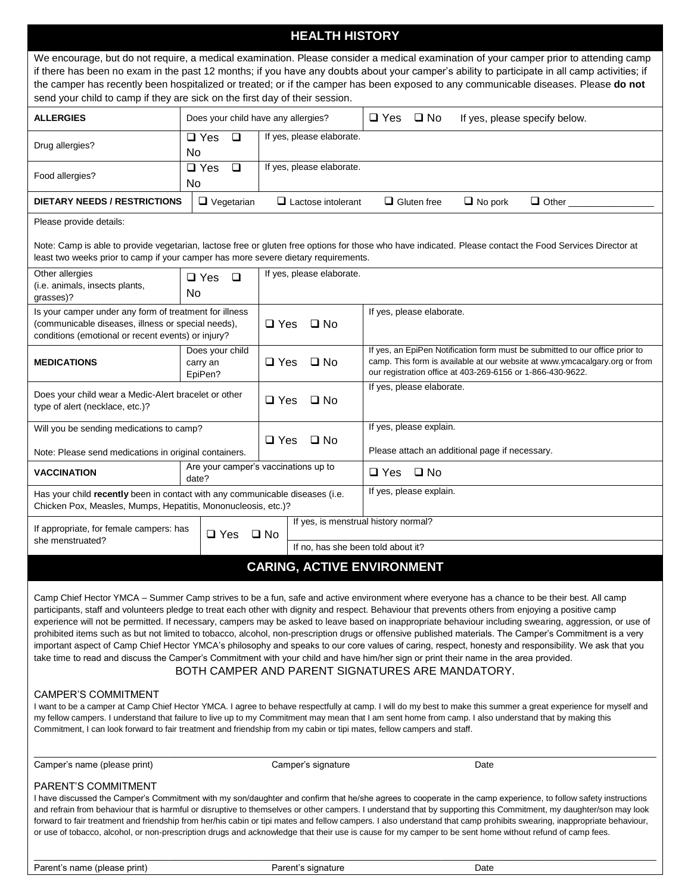## HEALTH HISTORY

We encourage, but do not require, a medical examination. Please consider a medical examination of your camper prior to attending camp if there has been no exam in the past 12 months; if you have any doubts about your camper's ability to participate in all camp activities; if the camper has recently been hospitalized or treated; or if the camper has been exposed to any communicable diseases. Please **do not** send your child to camp if they are sick on the first day of their session.

| **ALLERGIES** | Does your child have any allergies? | ❑ Yes ❑ No If yes, please specify below. |
|---|---|---|
| Drug allergies? | ❑ Yes ❑ No | If yes, please elaborate. |
| Food allergies? | ❑ Yes ❑ No | If yes, please elaborate. |

**DIETARY NEEDS / RESTRICTIONS** ❑ Vegetarian ❑ Lactose intolerant ❑ Gluten free ❑ No pork ❑ Other ________________

Please provide details:

Note: Camp is able to provide vegetarian, lactose free or gluten free options for those who have indicated. Please contact the Food Services Director at least two weeks prior to camp if your camper has more severe dietary requirements.

| Other allergies (i.e. animals, insects plants, grasses)? | ❑ Yes ❑ No | If yes, please elaborate. |
|---|---|---|
| Is your camper under any form of treatment for illness (communicable diseases, illness or special needs), conditions (emotional or recent events) or injury? | ❑ Yes ❑ No | If yes, please elaborate. |
| **MEDICATIONS** — Does your child carry an EpiPen? | ❑ Yes ❑ No | If yes, an EpiPen Notification form must be submitted to our office prior to camp. This form is available at our website at www.ymcacalgary.org or from our registration office at 403-269-6156 or 1-866-430-9622. |
| Does your child wear a Medic-Alert bracelet or other type of alert (necklace, etc.)? | ❑ Yes ❑ No | If yes, please elaborate. |
| Will you be sending medications to camp?<br>Note: Please send medications in original containers. | ❑ Yes ❑ No | If yes, please explain.<br>Please attach an additional page if necessary. |
| **VACCINATION** — Are your camper's vaccinations up to date? | ❑ Yes ❑ No | |
| Has your child **recently** been in contact with any communicable diseases (i.e. Chicken Pox, Measles, Mumps, Hepatitis, Mononucleosis, etc.)? | | If yes, please explain. |
| If appropriate, for female campers: has she menstruated? | ❑ Yes ❑ No | If yes, is menstrual history normal?<br>If no, has she been told about it? |

## CARING, ACTIVE ENVIRONMENT

Camp Chief Hector YMCA – Summer Camp strives to be a fun, safe and active environment where everyone has a chance to be their best. All camp participants, staff and volunteers pledge to treat each other with dignity and respect. Behaviour that prevents others from enjoying a positive camp experience will not be permitted. If necessary, campers may be asked to leave based on inappropriate behaviour including swearing, aggression, or use of prohibited items such as but not limited to tobacco, alcohol, non-prescription drugs or offensive published materials. The Camper's Commitment is a very important aspect of Camp Chief Hector YMCA's philosophy and speaks to our core values of caring, respect, honesty and responsibility. We ask that you take time to read and discuss the Camper's Commitment with your child and have him/her sign or print their name in the area provided.

BOTH CAMPER AND PARENT SIGNATURES ARE MANDATORY.

### CAMPER'S COMMITMENT

I want to be a camper at Camp Chief Hector YMCA. I agree to behave respectfully at camp. I will do my best to make this summer a great experience for myself and my fellow campers. I understand that failure to live up to my Commitment may mean that I am sent home from camp. I also understand that by making this Commitment, I can look forward to fair treatment and friendship from my cabin or tipi mates, fellow campers and staff.

Camper's name (please print) ____________ Camper's signature ____________ Date ____________

### PARENT'S COMMITMENT

I have discussed the Camper's Commitment with my son/daughter and confirm that he/she agrees to cooperate in the camp experience, to follow safety instructions and refrain from behaviour that is harmful or disruptive to themselves or other campers. I understand that by supporting this Commitment, my daughter/son may look forward to fair treatment and friendship from her/his cabin or tipi mates and fellow campers. I also understand that camp prohibits swearing, inappropriate behaviour, or use of tobacco, alcohol, or non-prescription drugs and acknowledge that their use is cause for my camper to be sent home without refund of camp fees.

Parent's name (please print) ____________ Parent's signature ____________ Date ____________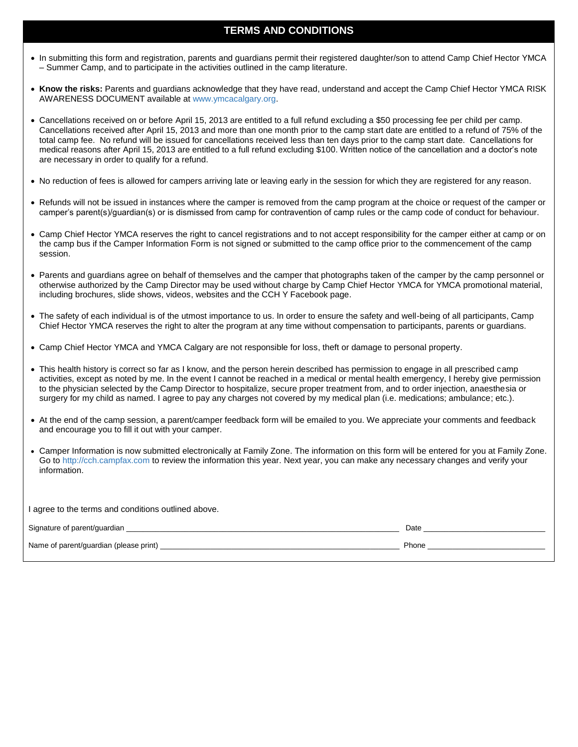## TERMS AND CONDITIONS

- In submitting this form and registration, parents and guardians permit their registered daughter/son to attend Camp Chief Hector YMCA – Summer Camp, and to participate in the activities outlined in the camp literature.
- **Know the risks:** Parents and guardians acknowledge that they have read, understand and accept the Camp Chief Hector YMCA RISK AWARENESS DOCUMENT available at www.ymcacalgary.org.
- Cancellations received on or before April 15, 2013 are entitled to a full refund excluding a $50 processing fee per child per camp. Cancellations received after April 15, 2013 and more than one month prior to the camp start date are entitled to a refund of 75% of the total camp fee. No refund will be issued for cancellations received less than ten days prior to the camp start date. Cancellations for medical reasons after April 15, 2013 are entitled to a full refund excluding $100. Written notice of the cancellation and a doctor's note are necessary in order to qualify for a refund.
- No reduction of fees is allowed for campers arriving late or leaving early in the session for which they are registered for any reason.
- Refunds will not be issued in instances where the camper is removed from the camp program at the choice or request of the camper or camper's parent(s)/guardian(s) or is dismissed from camp for contravention of camp rules or the camp code of conduct for behaviour.
- Camp Chief Hector YMCA reserves the right to cancel registrations and to not accept responsibility for the camper either at camp or on the camp bus if the Camper Information Form is not signed or submitted to the camp office prior to the commencement of the camp session.
- Parents and guardians agree on behalf of themselves and the camper that photographs taken of the camper by the camp personnel or otherwise authorized by the Camp Director may be used without charge by Camp Chief Hector YMCA for YMCA promotional material, including brochures, slide shows, videos, websites and the CCH Y Facebook page.
- The safety of each individual is of the utmost importance to us. In order to ensure the safety and well-being of all participants, Camp Chief Hector YMCA reserves the right to alter the program at any time without compensation to participants, parents or guardians.
- Camp Chief Hector YMCA and YMCA Calgary are not responsible for loss, theft or damage to personal property.
- This health history is correct so far as I know, and the person herein described has permission to engage in all prescribed camp activities, except as noted by me. In the event I cannot be reached in a medical or mental health emergency, I hereby give permission to the physician selected by the Camp Director to hospitalize, secure proper treatment from, and to order injection, anaesthesia or surgery for my child as named. I agree to pay any charges not covered by my medical plan (i.e. medications; ambulance; etc.).
- At the end of the camp session, a parent/camper feedback form will be emailed to you. We appreciate your comments and feedback and encourage you to fill it out with your camper.
- Camper Information is now submitted electronically at Family Zone. The information on this form will be entered for you at Family Zone. Go to http://cch.campfax.com to review the information this year. Next year, you can make any necessary changes and verify your information.

I agree to the terms and conditions outlined above.

Signature of parent/guardian ______________________________ Date ______________

Name of parent/guardian (please print) ______________________________ Phone ______________